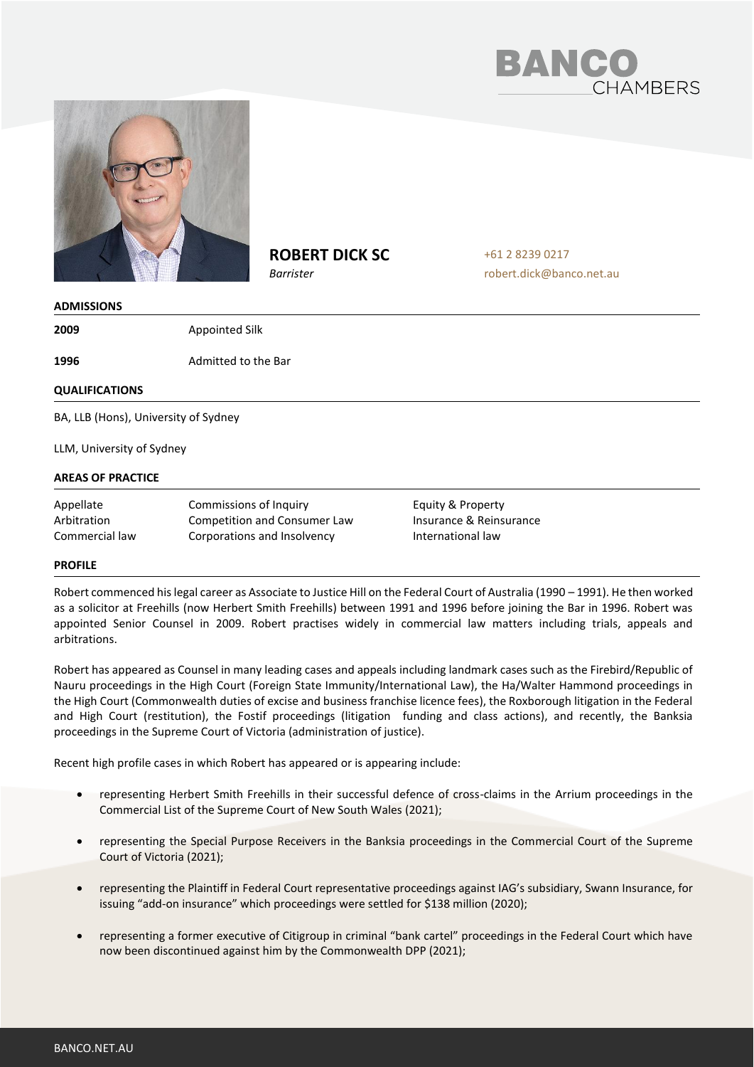BANCO CHAMBERS

# ROBERT DICK SC

*Barrister*

+61 2 8239 0217
robert.dick@banco.net.au

## ADMISSIONS

| | |
|---|---|
| **2009** | Appointed Silk |
| **1996** | Admitted to the Bar |

## QUALIFICATIONS

BA, LLB (Hons), University of Sydney

LLM, University of Sydney

## AREAS OF PRACTICE

| | | |
|---|---|---|
| Appellate | Commissions of Inquiry | Equity & Property |
| Arbitration | Competition and Consumer Law | Insurance & Reinsurance |
| Commercial law | Corporations and Insolvency | International law |

## PROFILE

Robert commenced his legal career as Associate to Justice Hill on the Federal Court of Australia (1990 – 1991). He then worked as a solicitor at Freehills (now Herbert Smith Freehills) between 1991 and 1996 before joining the Bar in 1996. Robert was appointed Senior Counsel in 2009. Robert practises widely in commercial law matters including trials, appeals and arbitrations.

Robert has appeared as Counsel in many leading cases and appeals including landmark cases such as the Firebird/Republic of Nauru proceedings in the High Court (Foreign State Immunity/International Law), the Ha/Walter Hammond proceedings in the High Court (Commonwealth duties of excise and business franchise licence fees), the Roxborough litigation in the Federal and High Court (restitution), the Fostif proceedings (litigation funding and class actions), and recently, the Banksia proceedings in the Supreme Court of Victoria (administration of justice).

Recent high profile cases in which Robert has appeared or is appearing include:

- representing Herbert Smith Freehills in their successful defence of cross-claims in the Arrium proceedings in the Commercial List of the Supreme Court of New South Wales (2021);
- representing the Special Purpose Receivers in the Banksia proceedings in the Commercial Court of the Supreme Court of Victoria (2021);
- representing the Plaintiff in Federal Court representative proceedings against IAG's subsidiary, Swann Insurance, for issuing "add-on insurance" which proceedings were settled for $138 million (2020);
- representing a former executive of Citigroup in criminal "bank cartel" proceedings in the Federal Court which have now been discontinued against him by the Commonwealth DPP (2021);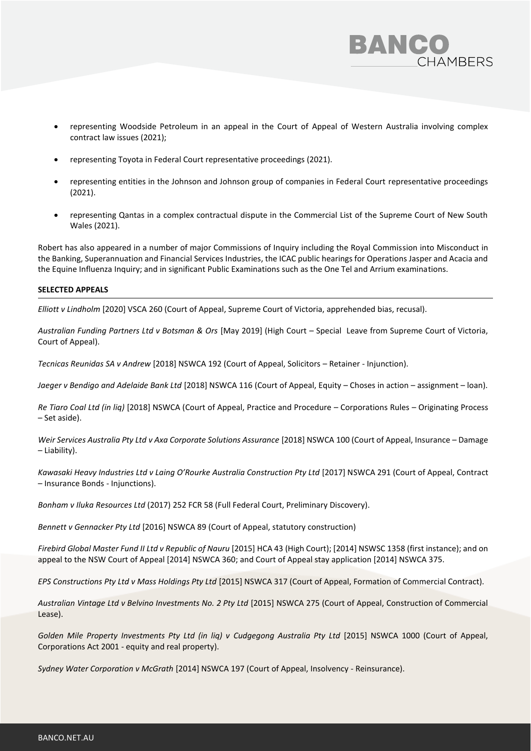- representing Woodside Petroleum in an appeal in the Court of Appeal of Western Australia involving complex contract law issues (2021);
- representing Toyota in Federal Court representative proceedings (2021).
- representing entities in the Johnson and Johnson group of companies in Federal Court representative proceedings (2021).
- representing Qantas in a complex contractual dispute in the Commercial List of the Supreme Court of New South Wales (2021).

Robert has also appeared in a number of major Commissions of Inquiry including the Royal Commission into Misconduct in the Banking, Superannuation and Financial Services Industries, the ICAC public hearings for Operations Jasper and Acacia and the Equine Influenza Inquiry; and in significant Public Examinations such as the One Tel and Arrium examinations.

## SELECTED APPEALS

*Elliott v Lindholm* [2020] VSCA 260 (Court of Appeal, Supreme Court of Victoria, apprehended bias, recusal).

*Australian Funding Partners Ltd v Botsman & Ors* [May 2019] (High Court – Special Leave from Supreme Court of Victoria, Court of Appeal).

*Tecnicas Reunidas SA v Andrew* [2018] NSWCA 192 (Court of Appeal, Solicitors – Retainer - Injunction).

*Jaeger v Bendigo and Adelaide Bank Ltd* [2018] NSWCA 116 (Court of Appeal, Equity – Choses in action – assignment – loan).

*Re Tiaro Coal Ltd (in liq)* [2018] NSWCA (Court of Appeal, Practice and Procedure – Corporations Rules – Originating Process – Set aside).

*Weir Services Australia Pty Ltd v Axa Corporate Solutions Assurance* [2018] NSWCA 100 (Court of Appeal, Insurance – Damage – Liability).

*Kawasaki Heavy Industries Ltd v Laing O'Rourke Australia Construction Pty Ltd* [2017] NSWCA 291 (Court of Appeal, Contract – Insurance Bonds - Injunctions).

*Bonham v Iluka Resources Ltd* (2017) 252 FCR 58 (Full Federal Court, Preliminary Discovery).

*Bennett v Gennacker Pty Ltd* [2016] NSWCA 89 (Court of Appeal, statutory construction)

*Firebird Global Master Fund II Ltd v Republic of Nauru* [2015] HCA 43 (High Court); [2014] NSWSC 1358 (first instance); and on appeal to the NSW Court of Appeal [2014] NSWCA 360; and Court of Appeal stay application [2014] NSWCA 375.

*EPS Constructions Pty Ltd v Mass Holdings Pty Ltd* [2015] NSWCA 317 (Court of Appeal, Formation of Commercial Contract).

*Australian Vintage Ltd v Belvino Investments No. 2 Pty Ltd* [2015] NSWCA 275 (Court of Appeal, Construction of Commercial Lease).

*Golden Mile Property Investments Pty Ltd (in liq) v Cudgegong Australia Pty Ltd* [2015] NSWCA 1000 (Court of Appeal, Corporations Act 2001 - equity and real property).

*Sydney Water Corporation v McGrath* [2014] NSWCA 197 (Court of Appeal, Insolvency - Reinsurance).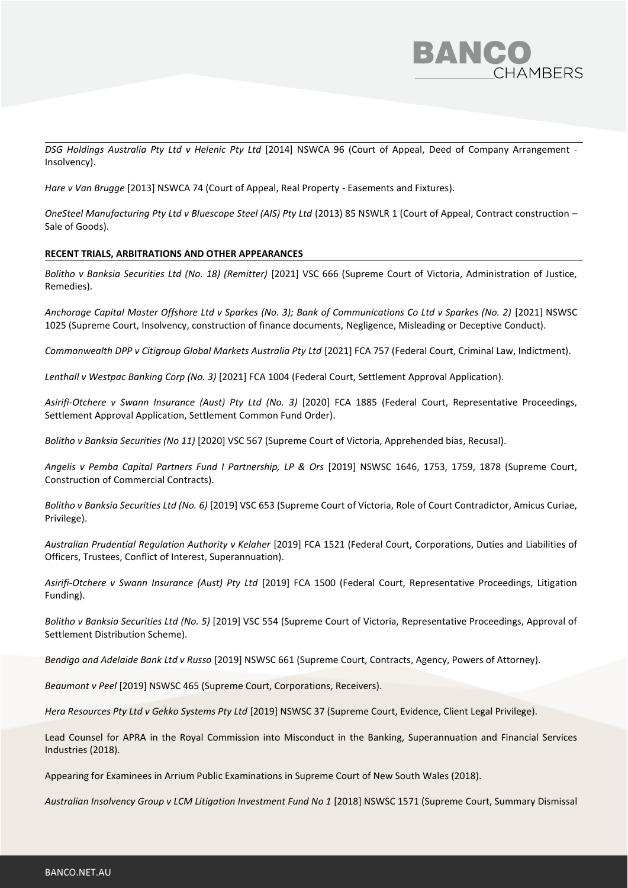*DSG Holdings Australia Pty Ltd v Helenic Pty Ltd* [2014] NSWCA 96 (Court of Appeal, Deed of Company Arrangement - Insolvency).

*Hare v Van Brugge* [2013] NSWCA 74 (Court of Appeal, Real Property - Easements and Fixtures).

*OneSteel Manufacturing Pty Ltd v Bluescope Steel (AIS) Pty Ltd* (2013) 85 NSWLR 1 (Court of Appeal, Contract construction – Sale of Goods).

**RECENT TRIALS, ARBITRATIONS AND OTHER APPEARANCES**

*Bolitho v Banksia Securities Ltd (No. 18) (Remitter)* [2021] VSC 666 (Supreme Court of Victoria, Administration of Justice, Remedies).

*Anchorage Capital Master Offshore Ltd v Sparkes (No. 3); Bank of Communications Co Ltd v Sparkes (No. 2)* [2021] NSWSC 1025 (Supreme Court, Insolvency, construction of finance documents, Negligence, Misleading or Deceptive Conduct).

*Commonwealth DPP v Citigroup Global Markets Australia Pty Ltd* [2021] FCA 757 (Federal Court, Criminal Law, Indictment).

*Lenthall v Westpac Banking Corp (No. 3)* [2021] FCA 1004 (Federal Court, Settlement Approval Application).

*Asirifi-Otchere v Swann Insurance (Aust) Pty Ltd (No. 3)* [2020] FCA 1885 (Federal Court, Representative Proceedings, Settlement Approval Application, Settlement Common Fund Order).

*Bolitho v Banksia Securities (No 11)* [2020] VSC 567 (Supreme Court of Victoria, Apprehended bias, Recusal).

*Angelis v Pemba Capital Partners Fund I Partnership, LP & Ors* [2019] NSWSC 1646, 1753, 1759, 1878 (Supreme Court, Construction of Commercial Contracts).

*Bolitho v Banksia Securities Ltd (No. 6)* [2019] VSC 653 (Supreme Court of Victoria, Role of Court Contradictor, Amicus Curiae, Privilege).

*Australian Prudential Regulation Authority v Kelaher* [2019] FCA 1521 (Federal Court, Corporations, Duties and Liabilities of Officers, Trustees, Conflict of Interest, Superannuation).

*Asirifi-Otchere v Swann Insurance (Aust) Pty Ltd* [2019] FCA 1500 (Federal Court, Representative Proceedings, Litigation Funding).

*Bolitho v Banksia Securities Ltd (No. 5)* [2019] VSC 554 (Supreme Court of Victoria, Representative Proceedings, Approval of Settlement Distribution Scheme).

*Bendigo and Adelaide Bank Ltd v Russo* [2019] NSWSC 661 (Supreme Court, Contracts, Agency, Powers of Attorney).

*Beaumont v Peel* [2019] NSWSC 465 (Supreme Court, Corporations, Receivers).

*Hera Resources Pty Ltd v Gekko Systems Pty Ltd* [2019] NSWSC 37 (Supreme Court, Evidence, Client Legal Privilege).

Lead Counsel for APRA in the Royal Commission into Misconduct in the Banking, Superannuation and Financial Services Industries (2018).

Appearing for Examinees in Arrium Public Examinations in Supreme Court of New South Wales (2018).

*Australian Insolvency Group v LCM Litigation Investment Fund No 1* [2018] NSWSC 1571 (Supreme Court, Summary Dismissal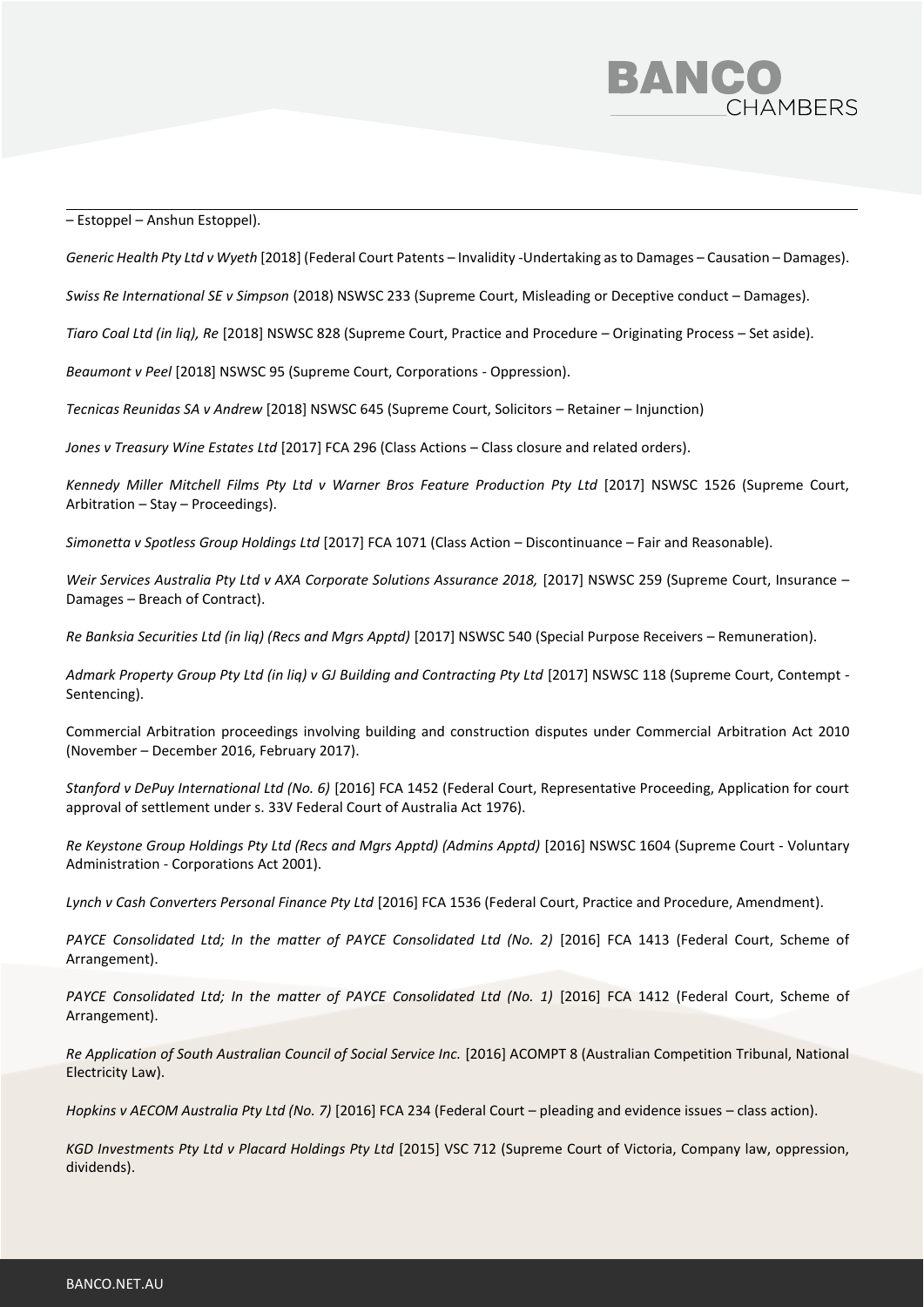– Estoppel – Anshun Estoppel).

*Generic Health Pty Ltd v Wyeth* [2018] (Federal Court Patents – Invalidity -Undertaking as to Damages – Causation – Damages).

*Swiss Re International SE v Simpson* (2018) NSWSC 233 (Supreme Court, Misleading or Deceptive conduct – Damages).

*Tiaro Coal Ltd (in liq), Re* [2018] NSWSC 828 (Supreme Court, Practice and Procedure – Originating Process – Set aside).

*Beaumont v Peel* [2018] NSWSC 95 (Supreme Court, Corporations - Oppression).

*Tecnicas Reunidas SA v Andrew* [2018] NSWSC 645 (Supreme Court, Solicitors – Retainer – Injunction)

*Jones v Treasury Wine Estates Ltd* [2017] FCA 296 (Class Actions – Class closure and related orders).

*Kennedy Miller Mitchell Films Pty Ltd v Warner Bros Feature Production Pty Ltd* [2017] NSWSC 1526 (Supreme Court, Arbitration – Stay – Proceedings).

*Simonetta v Spotless Group Holdings Ltd* [2017] FCA 1071 (Class Action – Discontinuance – Fair and Reasonable).

*Weir Services Australia Pty Ltd v AXA Corporate Solutions Assurance 2018,* [2017] NSWSC 259 (Supreme Court, Insurance – Damages – Breach of Contract).

*Re Banksia Securities Ltd (in liq) (Recs and Mgrs Apptd)* [2017] NSWSC 540 (Special Purpose Receivers – Remuneration).

*Admark Property Group Pty Ltd (in liq) v GJ Building and Contracting Pty Ltd* [2017] NSWSC 118 (Supreme Court, Contempt - Sentencing).

Commercial Arbitration proceedings involving building and construction disputes under Commercial Arbitration Act 2010 (November – December 2016, February 2017).

*Stanford v DePuy International Ltd (No. 6)* [2016] FCA 1452 (Federal Court, Representative Proceeding, Application for court approval of settlement under s. 33V Federal Court of Australia Act 1976).

*Re Keystone Group Holdings Pty Ltd (Recs and Mgrs Apptd) (Admins Apptd)* [2016] NSWSC 1604 (Supreme Court - Voluntary Administration - Corporations Act 2001).

*Lynch v Cash Converters Personal Finance Pty Ltd* [2016] FCA 1536 (Federal Court, Practice and Procedure, Amendment).

*PAYCE Consolidated Ltd; In the matter of PAYCE Consolidated Ltd (No. 2)* [2016] FCA 1413 (Federal Court, Scheme of Arrangement).

*PAYCE Consolidated Ltd; In the matter of PAYCE Consolidated Ltd (No. 1)* [2016] FCA 1412 (Federal Court, Scheme of Arrangement).

*Re Application of South Australian Council of Social Service Inc.* [2016] ACOMPT 8 (Australian Competition Tribunal, National Electricity Law).

*Hopkins v AECOM Australia Pty Ltd (No. 7)* [2016] FCA 234 (Federal Court – pleading and evidence issues – class action).

*KGD Investments Pty Ltd v Placard Holdings Pty Ltd* [2015] VSC 712 (Supreme Court of Victoria, Company law, oppression, dividends).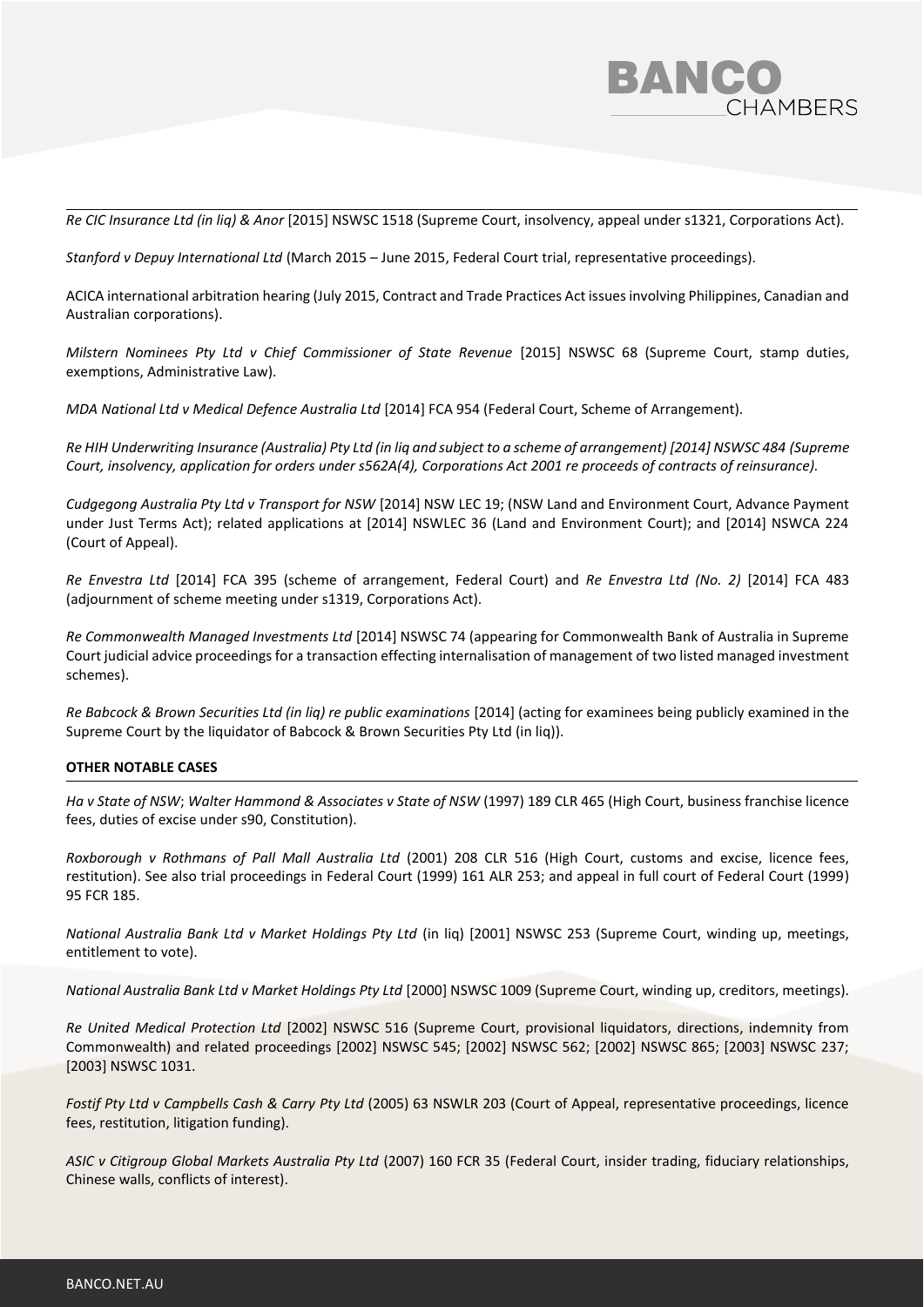*Re CIC Insurance Ltd (in liq) & Anor* [2015] NSWSC 1518 (Supreme Court, insolvency, appeal under s1321, Corporations Act).

*Stanford v Depuy International Ltd* (March 2015 – June 2015, Federal Court trial, representative proceedings).

ACICA international arbitration hearing (July 2015, Contract and Trade Practices Act issues involving Philippines, Canadian and Australian corporations).

*Milstern Nominees Pty Ltd v Chief Commissioner of State Revenue* [2015] NSWSC 68 (Supreme Court, stamp duties, exemptions, Administrative Law).

*MDA National Ltd v Medical Defence Australia Ltd* [2014] FCA 954 (Federal Court, Scheme of Arrangement).

*Re HIH Underwriting Insurance (Australia) Pty Ltd (in liq and subject to a scheme of arrangement) [2014] NSWSC 484 (Supreme Court, insolvency, application for orders under s562A(4), Corporations Act 2001 re proceeds of contracts of reinsurance).*

*Cudgegong Australia Pty Ltd v Transport for NSW* [2014] NSW LEC 19; (NSW Land and Environment Court, Advance Payment under Just Terms Act); related applications at [2014] NSWLEC 36 (Land and Environment Court); and [2014] NSWCA 224 (Court of Appeal).

*Re Envestra Ltd* [2014] FCA 395 (scheme of arrangement, Federal Court) and *Re Envestra Ltd (No. 2)* [2014] FCA 483 (adjournment of scheme meeting under s1319, Corporations Act).

*Re Commonwealth Managed Investments Ltd* [2014] NSWSC 74 (appearing for Commonwealth Bank of Australia in Supreme Court judicial advice proceedings for a transaction effecting internalisation of management of two listed managed investment schemes).

*Re Babcock & Brown Securities Ltd (in liq) re public examinations* [2014] (acting for examinees being publicly examined in the Supreme Court by the liquidator of Babcock & Brown Securities Pty Ltd (in liq)).

**OTHER NOTABLE CASES**

*Ha v State of NSW*; *Walter Hammond & Associates v State of NSW* (1997) 189 CLR 465 (High Court, business franchise licence fees, duties of excise under s90, Constitution).

*Roxborough v Rothmans of Pall Mall Australia Ltd* (2001) 208 CLR 516 (High Court, customs and excise, licence fees, restitution). See also trial proceedings in Federal Court (1999) 161 ALR 253; and appeal in full court of Federal Court (1999) 95 FCR 185.

*National Australia Bank Ltd v Market Holdings Pty Ltd* (in liq) [2001] NSWSC 253 (Supreme Court, winding up, meetings, entitlement to vote).

*National Australia Bank Ltd v Market Holdings Pty Ltd* [2000] NSWSC 1009 (Supreme Court, winding up, creditors, meetings).

*Re United Medical Protection Ltd* [2002] NSWSC 516 (Supreme Court, provisional liquidators, directions, indemnity from Commonwealth) and related proceedings [2002] NSWSC 545; [2002] NSWSC 562; [2002] NSWSC 865; [2003] NSWSC 237; [2003] NSWSC 1031.

*Fostif Pty Ltd v Campbells Cash & Carry Pty Ltd* (2005) 63 NSWLR 203 (Court of Appeal, representative proceedings, licence fees, restitution, litigation funding).

*ASIC v Citigroup Global Markets Australia Pty Ltd* (2007) 160 FCR 35 (Federal Court, insider trading, fiduciary relationships, Chinese walls, conflicts of interest).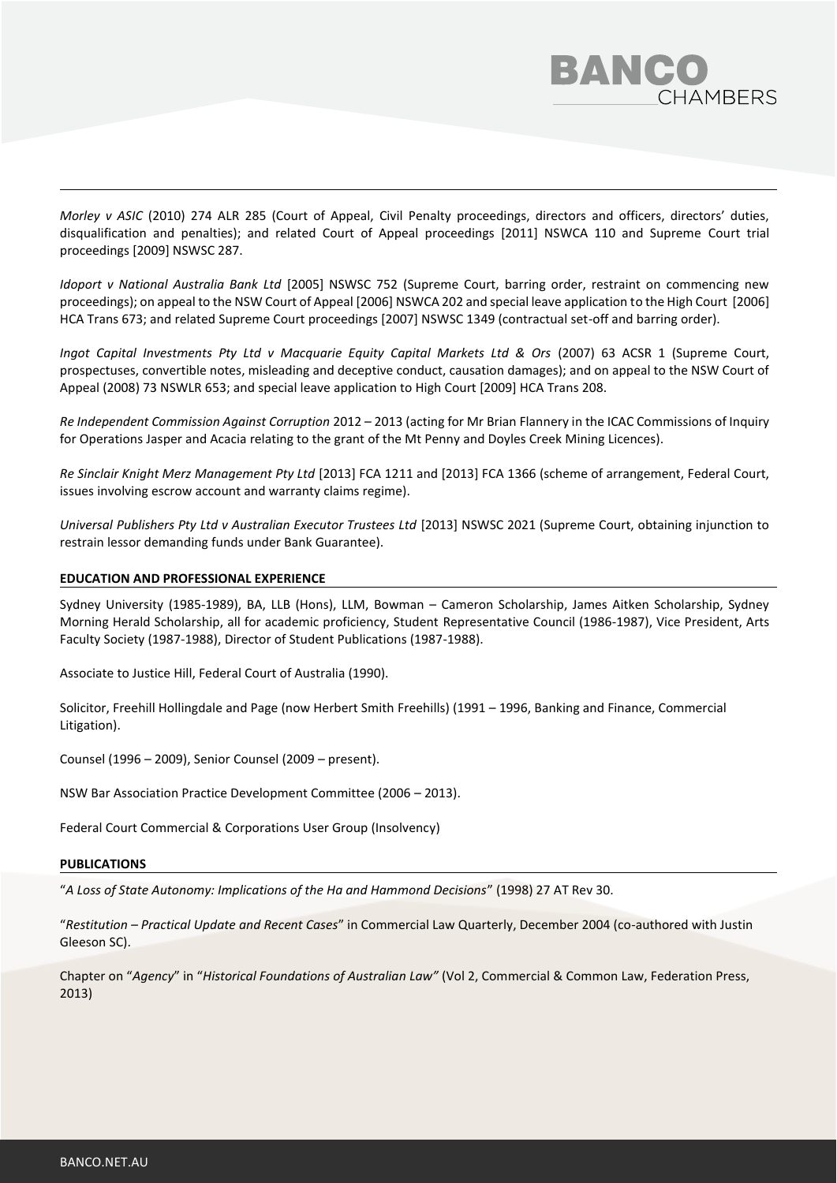*Morley v ASIC* (2010) 274 ALR 285 (Court of Appeal, Civil Penalty proceedings, directors and officers, directors' duties, disqualification and penalties); and related Court of Appeal proceedings [2011] NSWCA 110 and Supreme Court trial proceedings [2009] NSWSC 287.

*Idoport v National Australia Bank Ltd* [2005] NSWSC 752 (Supreme Court, barring order, restraint on commencing new proceedings); on appeal to the NSW Court of Appeal [2006] NSWCA 202 and special leave application to the High Court [2006] HCA Trans 673; and related Supreme Court proceedings [2007] NSWSC 1349 (contractual set-off and barring order).

*Ingot Capital Investments Pty Ltd v Macquarie Equity Capital Markets Ltd & Ors* (2007) 63 ACSR 1 (Supreme Court, prospectuses, convertible notes, misleading and deceptive conduct, causation damages); and on appeal to the NSW Court of Appeal (2008) 73 NSWLR 653; and special leave application to High Court [2009] HCA Trans 208.

*Re Independent Commission Against Corruption* 2012 – 2013 (acting for Mr Brian Flannery in the ICAC Commissions of Inquiry for Operations Jasper and Acacia relating to the grant of the Mt Penny and Doyles Creek Mining Licences).

*Re Sinclair Knight Merz Management Pty Ltd* [2013] FCA 1211 and [2013] FCA 1366 (scheme of arrangement, Federal Court, issues involving escrow account and warranty claims regime).

*Universal Publishers Pty Ltd v Australian Executor Trustees Ltd* [2013] NSWSC 2021 (Supreme Court, obtaining injunction to restrain lessor demanding funds under Bank Guarantee).

## EDUCATION AND PROFESSIONAL EXPERIENCE

Sydney University (1985-1989), BA, LLB (Hons), LLM, Bowman – Cameron Scholarship, James Aitken Scholarship, Sydney Morning Herald Scholarship, all for academic proficiency, Student Representative Council (1986-1987), Vice President, Arts Faculty Society (1987-1988), Director of Student Publications (1987-1988).

Associate to Justice Hill, Federal Court of Australia (1990).

Solicitor, Freehill Hollingdale and Page (now Herbert Smith Freehills) (1991 – 1996, Banking and Finance, Commercial Litigation).

Counsel (1996 – 2009), Senior Counsel (2009 – present).

NSW Bar Association Practice Development Committee (2006 – 2013).

Federal Court Commercial & Corporations User Group (Insolvency)

## PUBLICATIONS

"*A Loss of State Autonomy: Implications of the Ha and Hammond Decisions*" (1998) 27 AT Rev 30.

"*Restitution – Practical Update and Recent Cases*" in Commercial Law Quarterly, December 2004 (co-authored with Justin Gleeson SC).

Chapter on "*Agency*" in "*Historical Foundations of Australian Law"* (Vol 2, Commercial & Common Law, Federation Press, 2013)